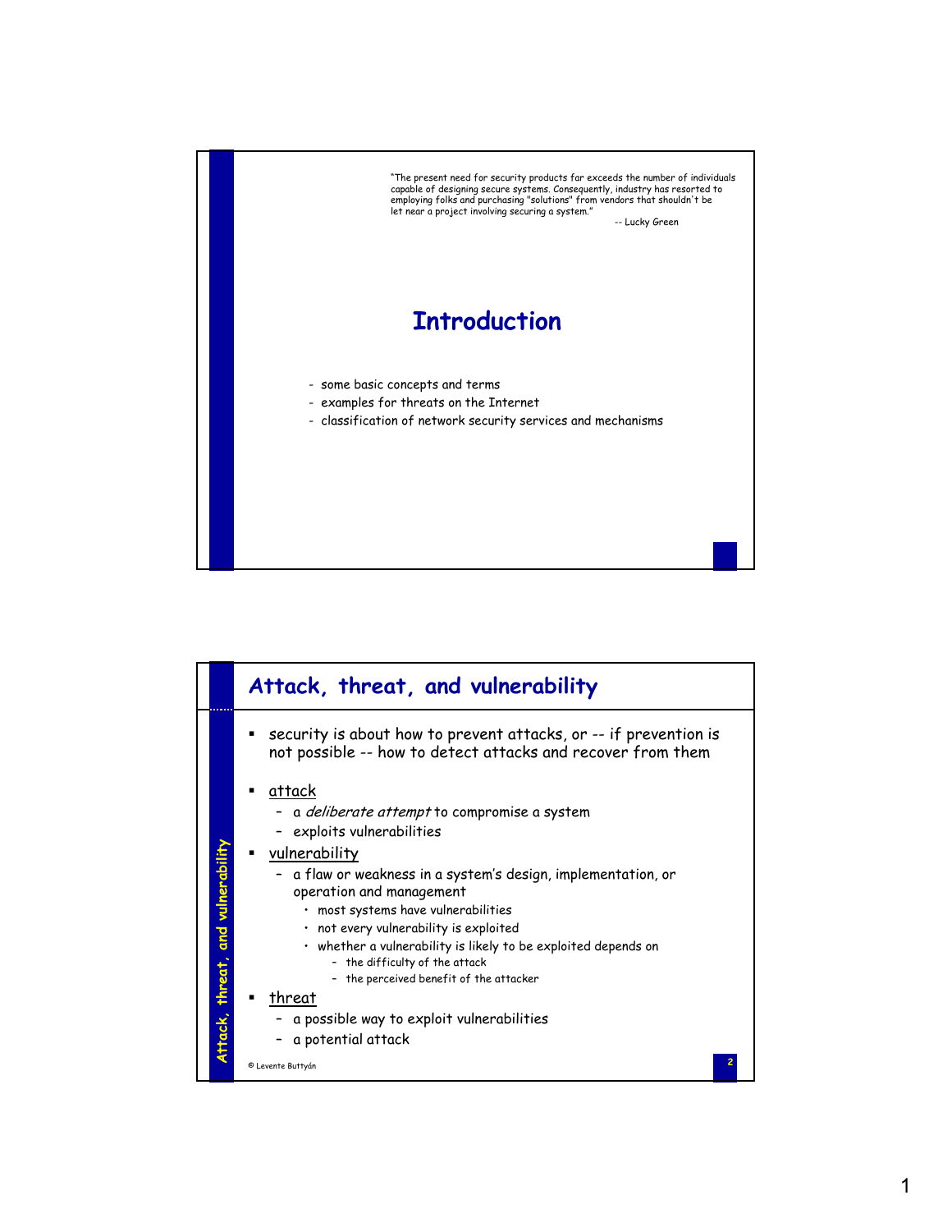"The present need for security products far exceeds the number of individuals capable of designing secure systems. Consequently, industry has resorted to employing folks and purchasing "solutions" from vendors that shouldn't be let near a project involving securing a system."

-- Lucky Green

# Introduction

- some basic concepts and terms
- examples for threats on the Internet
- classification of network security services and mechanisms

## Attack, threat, and vulnerability

- security is about how to prevent attacks, or -- if prevention is not possible -- how to detect attacks and recover from them
- attack
  - a *deliberate attempt* to compromise a system
  - exploits vulnerabilities
- vulnerability
  - a flaw or weakness in a system's design, implementation, or operation and management
    - most systems have vulnerabilities
    - not every vulnerability is exploited
    - whether a vulnerability is likely to be exploited depends on
      - the difficulty of the attack
      - the perceived benefit of the attacker
- threat
  - a possible way to exploit vulnerabilities
  - a potential attack

© Levente Buttyán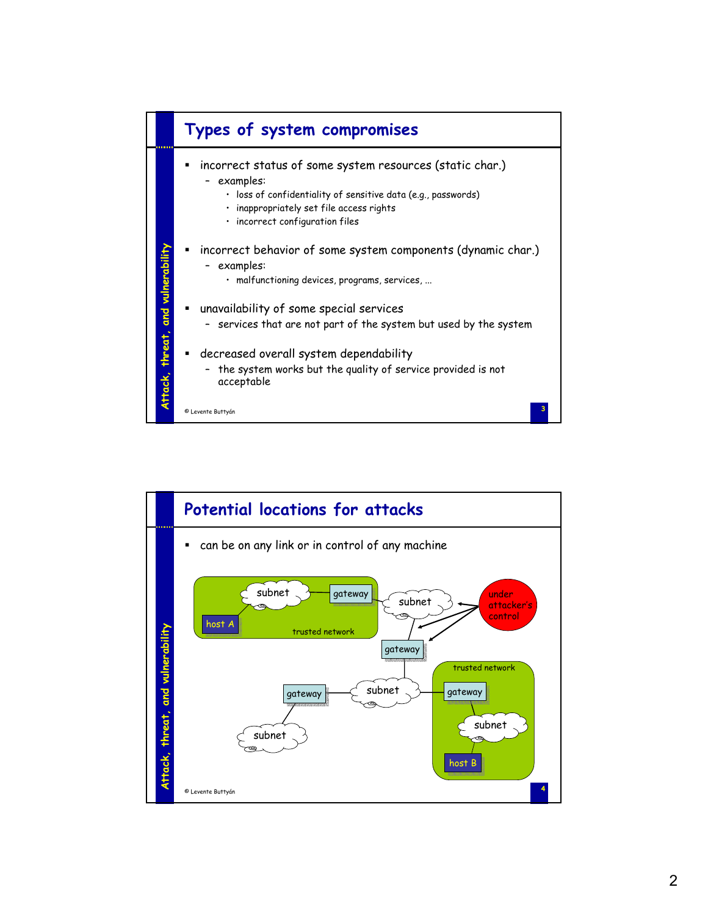## Types of system compromises

- incorrect status of some system resources (static char.)
  - examples:
    - loss of confidentiality of sensitive data (e.g., passwords)
    - inappropriately set file access rights
    - incorrect configuration files
- incorrect behavior of some system components (dynamic char.)
  - examples:
    - malfunctioning devices, programs, services, ...
- unavailability of some special services
  - services that are not part of the system but used by the system
- decreased overall system dependability
  - the system works but the quality of service provided is not acceptable

## Potential locations for attacks

- can be on any link or in control of any machine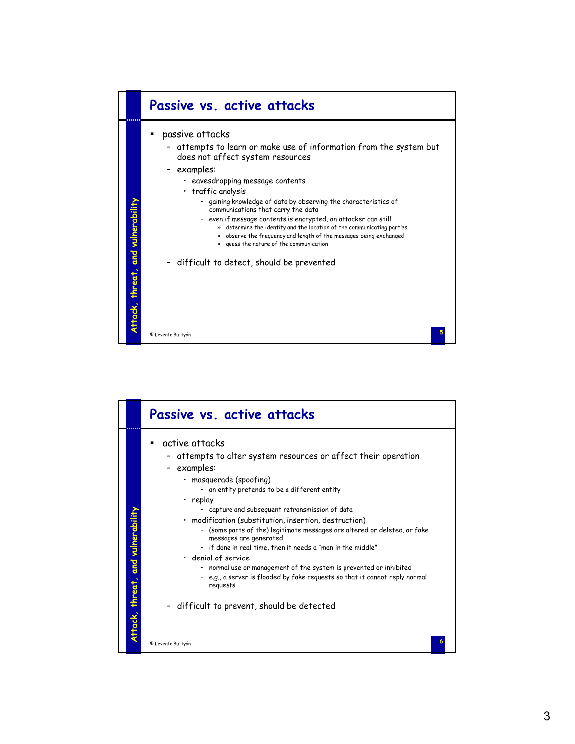## Passive vs. active attacks

- <u>passive attacks</u>
  - attempts to learn or make use of information from the system but does not affect system resources
  - examples:
    - eavesdropping message contents
    - traffic analysis
      - gaining knowledge of data by observing the characteristics of communications that carry the data
      - even if message contents is encrypted, an attacker can still
        - determine the identity and the location of the communicating parties
        - observe the frequency and length of the messages being exchanged
        - guess the nature of the communication
  - difficult to detect, should be prevented

## Passive vs. active attacks

- <u>active attacks</u>
  - attempts to alter system resources or affect their operation
  - examples:
    - masquerade (spoofing)
      - an entity pretends to be a different entity
    - replay
      - capture and subsequent retransmission of data
    - modification (substitution, insertion, destruction)
      - (some parts of the) legitimate messages are altered or deleted, or fake messages are generated
      - if done in real time, then it needs a "man in the middle"
    - denial of service
      - normal use or management of the system is prevented or inhibited
      - e.g., a server is flooded by fake requests so that it cannot reply normal requests
  - difficult to prevent, should be detected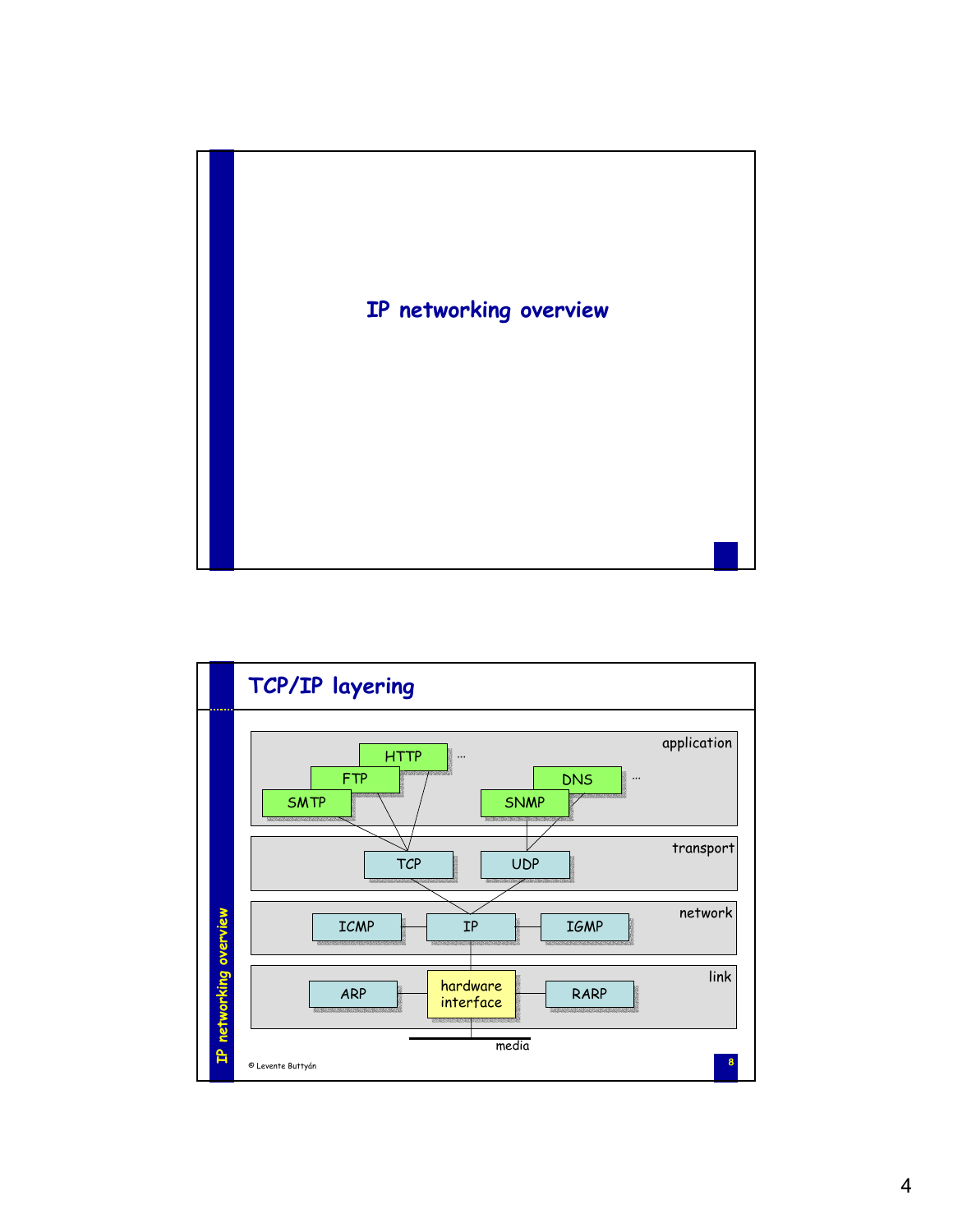# IP networking overview

## TCP/IP layering

**application**

HTTP ...
FTP
SMTP
DNS ...
SNMP

**transport**

TCP
UDP

**network**

ICMP
IP
IGMP

**link**

ARP
hardware interface
RARP

media

© Levente Buttyán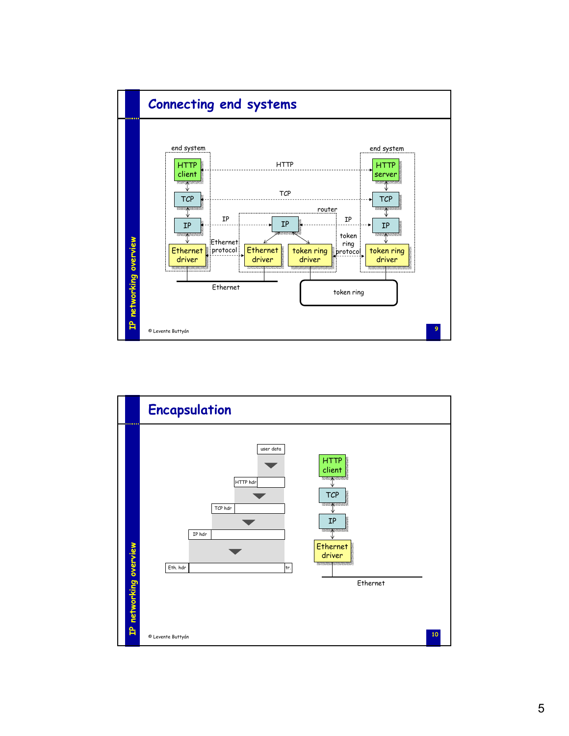## Connecting end systems

end system

HTTP client — TCP — IP — Ethernet driver

end system

HTTP server — TCP — IP — token ring driver

router

IP — Ethernet driver, token ring driver

HTTP

TCP

IP

IP

Ethernet protocol

token ring protocol

Ethernet

token ring

© Levente Buttyán

## Encapsulation

user data

HTTP hdr

TCP hdr

IP hdr

Eth. hdr | tr.

HTTP client — TCP — IP — Ethernet driver

Ethernet

© Levente Buttyán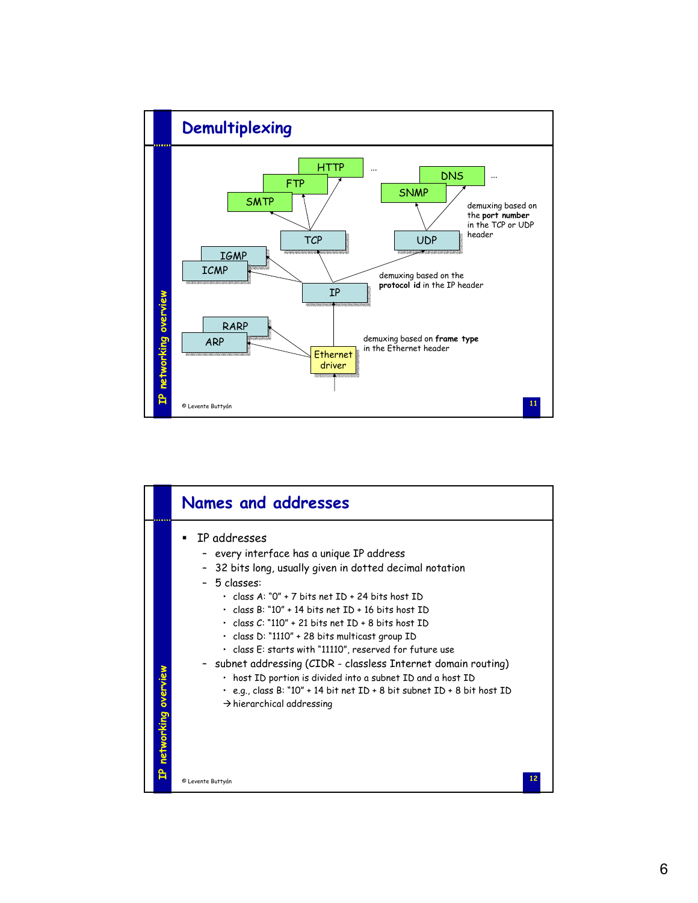## Demultiplexing

HTTP, FTP, SMTP, ... DNS, SNMP, ...

TCP, UDP

demuxing based on the **port number** in the TCP or UDP header

IGMP, ICMP, IP

demuxing based on the **protocol id** in the IP header

RARP, ARP, Ethernet driver

demuxing based on **frame type** in the Ethernet header

© Levente Buttyán

## Names and addresses

- IP addresses
  - every interface has a unique IP address
  - 32 bits long, usually given in dotted decimal notation
  - 5 classes:
    - class A: "0" + 7 bits net ID + 24 bits host ID
    - class B: "10" + 14 bits net ID + 16 bits host ID
    - class C: "110" + 21 bits net ID + 8 bits host ID
    - class D: "1110" + 28 bits multicast group ID
    - class E: starts with "11110", reserved for future use
  - subnet addressing (CIDR - classless Internet domain routing)
    - host ID portion is divided into a subnet ID and a host ID
    - e.g., class B: "10" + 14 bit net ID + 8 bit subnet ID + 8 bit host ID

    → hierarchical addressing

© Levente Buttyán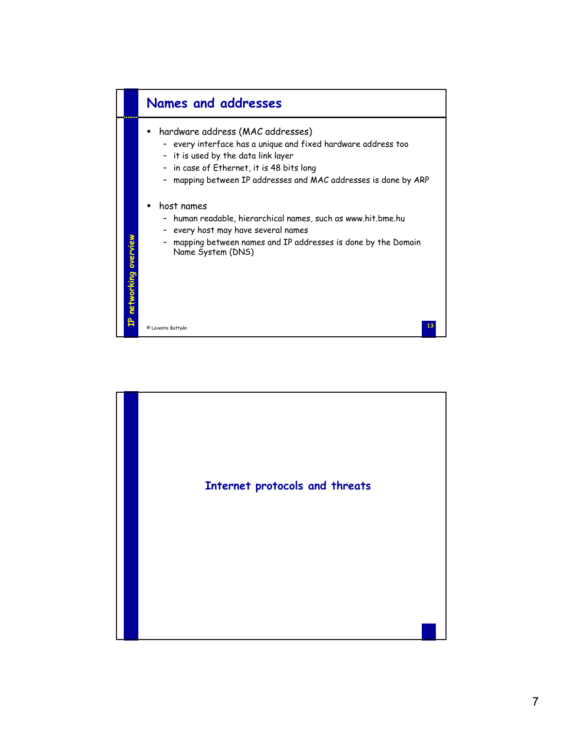## Names and addresses

- hardware address (MAC addresses)
  - every interface has a unique and fixed hardware address too
  - it is used by the data link layer
  - in case of Ethernet, it is 48 bits long
  - mapping between IP addresses and MAC addresses is done by ARP
- host names
  - human readable, hierarchical names, such as www.hit.bme.hu
  - every host may have several names
  - mapping between names and IP addresses is done by the Domain Name System (DNS)

## Internet protocols and threats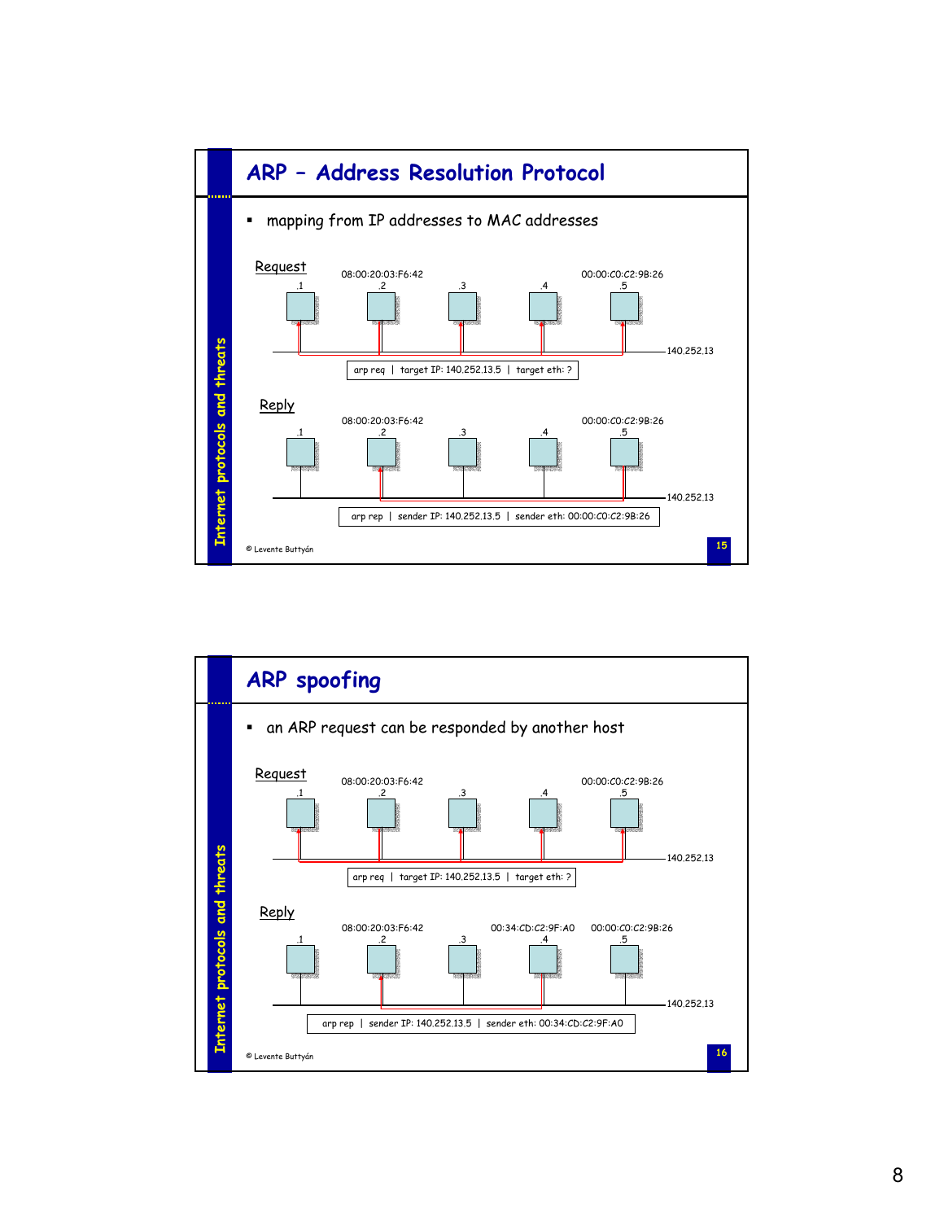## ARP – Address Resolution Protocol

- mapping from IP addresses to MAC addresses

Request

08:00:20:03:F6:42 00:00:C0:C2:9B:26

.1 .2 .3 .4 .5

140.252.13

arp req | target IP: 140.252.13.5 | target eth: ?

Reply

08:00:20:03:F6:42 00:00:C0:C2:9B:26

.1 .2 .3 .4 .5

140.252.13

arp rep | sender IP: 140.252.13.5 | sender eth: 00:00:C0:C2:9B:26

© Levente Buttyán

## ARP spoofing

- an ARP request can be responded by another host

Request

08:00:20:03:F6:42 00:00:C0:C2:9B:26

.1 .2 .3 .4 .5

140.252.13

arp req | target IP: 140.252.13.5 | target eth: ?

Reply

08:00:20:03:F6:42 00:34:CD:C2:9F:A0 00:00:C0:C2:9B:26

.1 .2 .3 .4 .5

140.252.13

arp rep | sender IP: 140.252.13.5 | sender eth: 00:34:CD:C2:9F:A0

© Levente Buttyán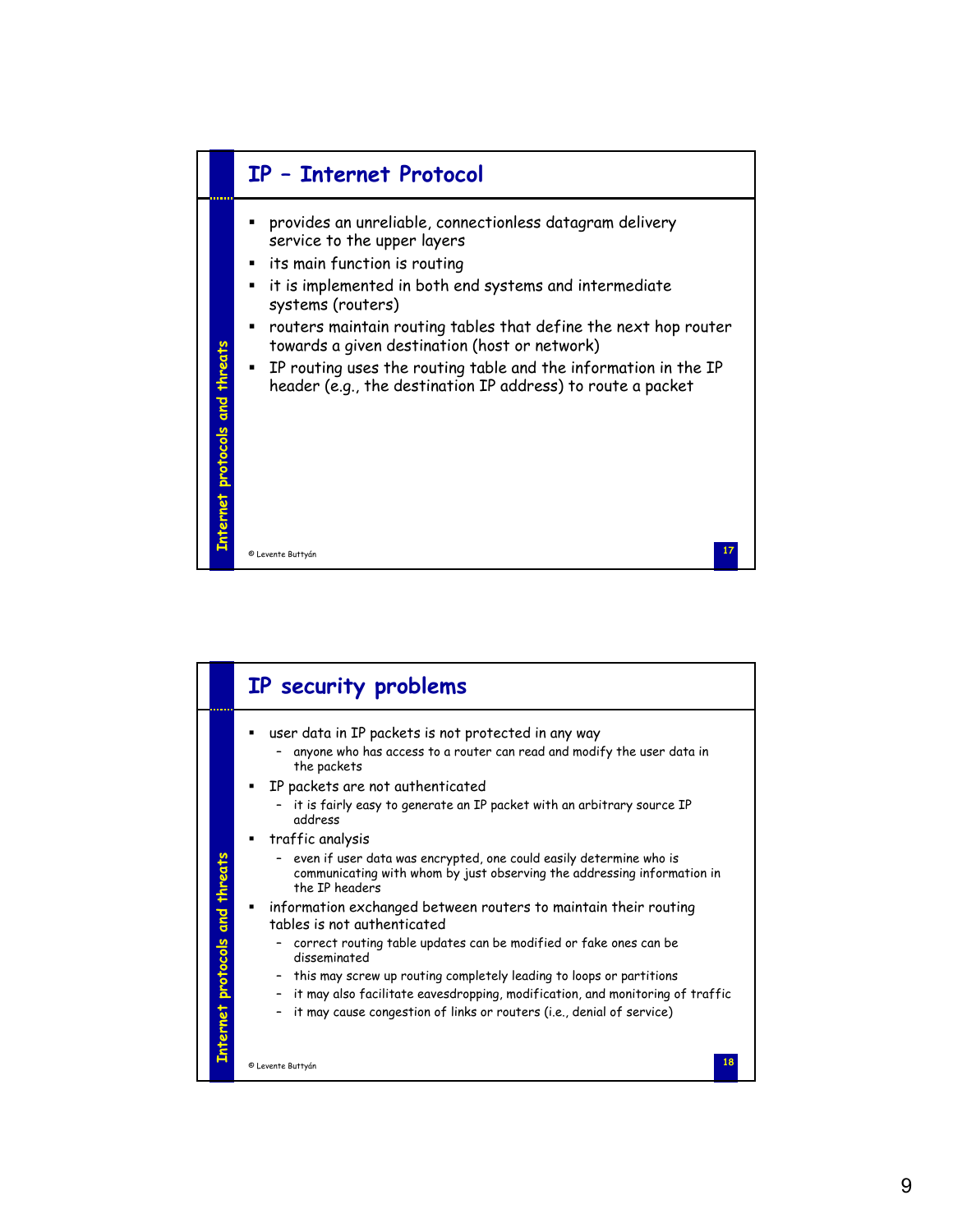## IP – Internet Protocol

- provides an unreliable, connectionless datagram delivery service to the upper layers
- its main function is routing
- it is implemented in both end systems and intermediate systems (routers)
- routers maintain routing tables that define the next hop router towards a given destination (host or network)
- IP routing uses the routing table and the information in the IP header (e.g., the destination IP address) to route a packet

## IP security problems

- user data in IP packets is not protected in any way
  - anyone who has access to a router can read and modify the user data in the packets
- IP packets are not authenticated
  - it is fairly easy to generate an IP packet with an arbitrary source IP address
- traffic analysis
  - even if user data was encrypted, one could easily determine who is communicating with whom by just observing the addressing information in the IP headers
- information exchanged between routers to maintain their routing tables is not authenticated
  - correct routing table updates can be modified or fake ones can be disseminated
  - this may screw up routing completely leading to loops or partitions
  - it may also facilitate eavesdropping, modification, and monitoring of traffic
  - it may cause congestion of links or routers (i.e., denial of service)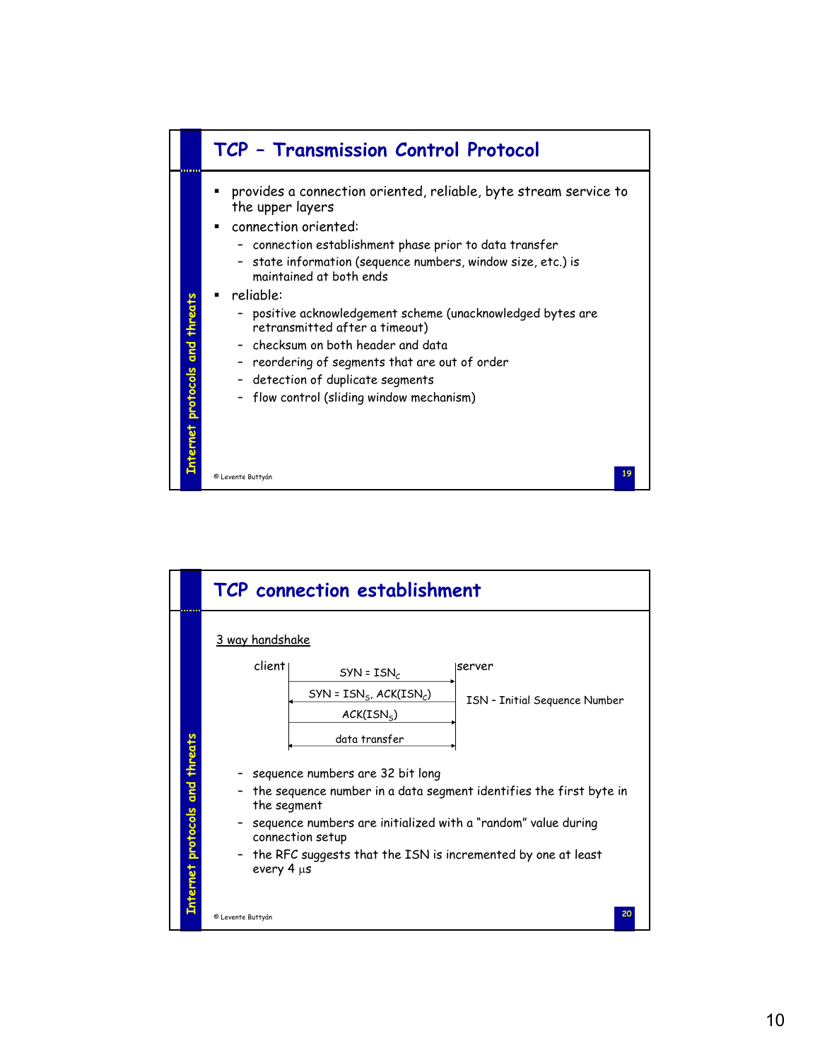## TCP – Transmission Control Protocol

- provides a connection oriented, reliable, byte stream service to the upper layers
- connection oriented:
  - connection establishment phase prior to data transfer
  - state information (sequence numbers, window size, etc.) is maintained at both ends
- reliable:
  - positive acknowledgement scheme (unacknowledged bytes are retransmitted after a timeout)
  - checksum on both header and data
  - reordering of segments that are out of order
  - detection of duplicate segments
  - flow control (sliding window mechanism)

© Levente Buttyán

## TCP connection establishment

3 way handshake

client → server: SYN = $ISN_C$

server → client: SYN = $ISN_S$, ACK($ISN_C$)

client → server: ACK($ISN_S$)

client ↔ server: data transfer

ISN – Initial Sequence Number

- sequence numbers are 32 bit long
- the sequence number in a data segment identifies the first byte in the segment
- sequence numbers are initialized with a "random" value during connection setup
- the RFC suggests that the ISN is incremented by one at least every 4 $\mu$s

© Levente Buttyán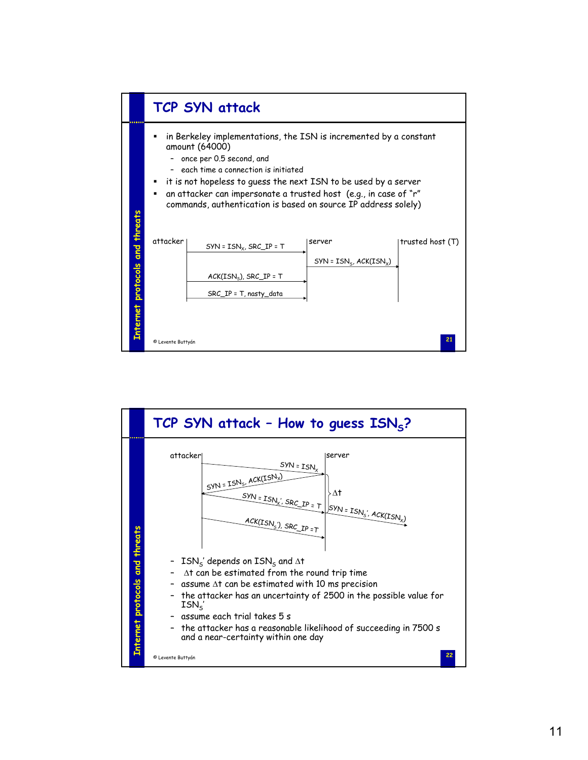## TCP SYN attack

- in Berkeley implementations, the ISN is incremented by a constant amount (64000)
  - once per 0.5 second, and
  - each time a connection is initiated
- it is not hopeless to guess the next ISN to be used by a server
- an attacker can impersonate a trusted host (e.g., in case of "r" commands, authentication is based on source IP address solely)

attacker → server: SYN = $ISN_X$, SRC_IP = T

server → trusted host (T): SYN = $ISN_S$, ACK($ISN_X$)

attacker → server: ACK($ISN_S$), SRC_IP = T

attacker → server: SRC_IP = T, nasty_data

## TCP SYN attack – How to guess $ISN_S$?

attacker → server: SYN = $ISN_X$

server → attacker: SYN = $ISN_S$, ACK($ISN_X$)

attacker → server: SYN = $ISN_X'$, SRC_IP = T

server → (T): SYN = $ISN_S'$, ACK($ISN_X$)

attacker → server: ACK($ISN_S'$), SRC_IP = T

$\Delta t$

- $ISN_S'$ depends on $ISN_S$ and $\Delta t$
- $\Delta t$ can be estimated from the round trip time
- assume $\Delta t$ can be estimated with 10 ms precision
- the attacker has an uncertainty of 2500 in the possible value for $ISN_S'$
- assume each trial takes 5 s
- the attacker has a reasonable likelihood of succeeding in 7500 s and a near-certainty within one day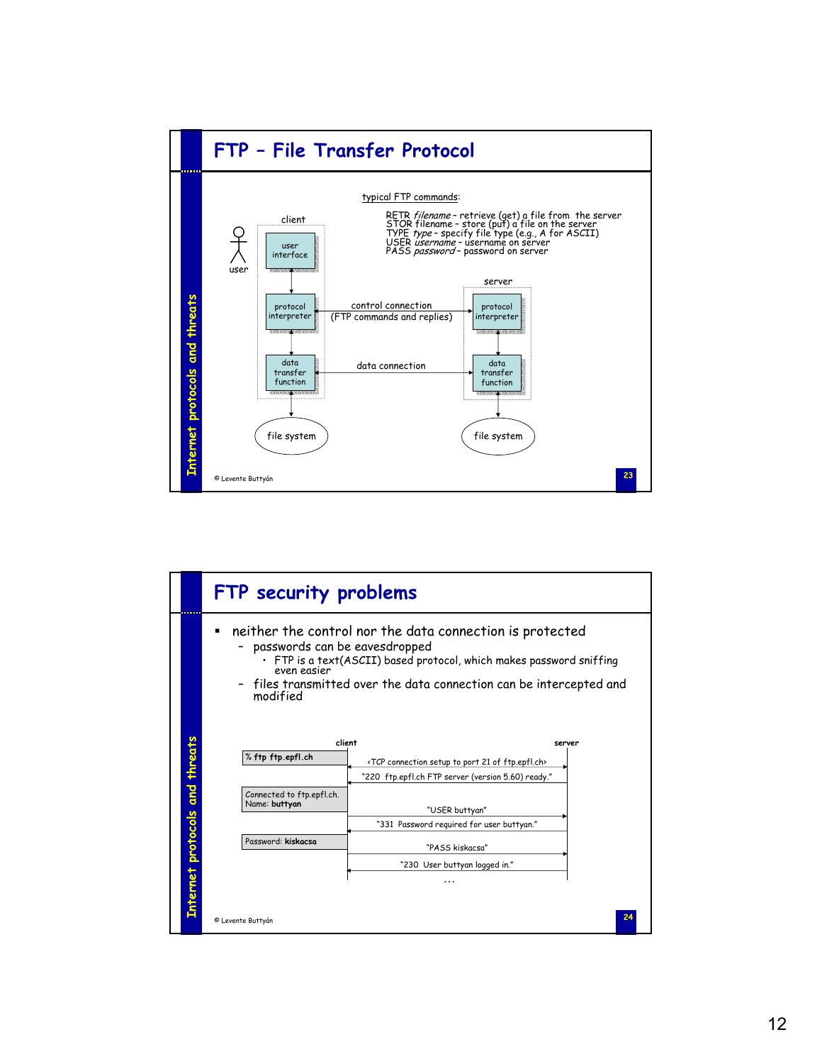## FTP – File Transfer Protocol

typical FTP commands:

RETR *filename* – retrieve (get) a file from the server
STOR filename – store (put) a file on the server
TYPE *type* – specify file type (e.g., A for ASCII)
USER *username* – username on server
PASS *password* – password on server

client: user interface, protocol interpreter, data transfer function, file system

user

server: protocol interpreter, data transfer function, file system

control connection (FTP commands and replies)

data connection

© Levente Buttyán

## FTP security problems

- neither the control nor the data connection is protected
  - passwords can be eavesdropped
    - FTP is a text(ASCII) based protocol, which makes password sniffing even easier
  - files transmitted over the data connection can be intercepted and modified

| client | | server |
|---|---|---|
| % **ftp ftp.epfl.ch** | <TCP connection setup to port 21 of ftp.epfl.ch> → | |
| | ← "220 ftp.epfl.ch FTP server (version 5.60) ready." | |
| Connected to ftp.epfl.ch. Name: **buttyan** | "USER buttyan" → | |
| | ← "331 Password required for user buttyan." | |
| Password: **kiskacsa** | "PASS kiskacsa" → | |
| | ← "230 User buttyan logged in." | |
| | ... | |

© Levente Buttyán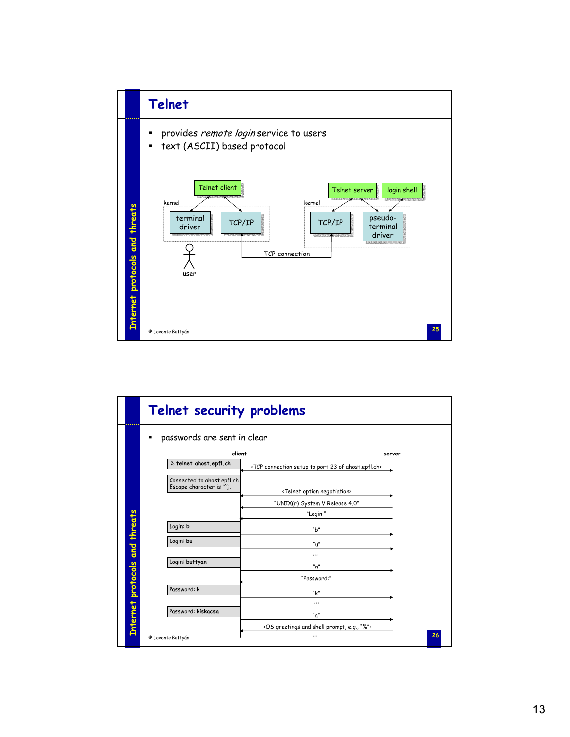# Telnet

- provides *remote login* service to users
- text (ASCII) based protocol

kernel: terminal driver, TCP/IP — Telnet client — user

kernel: TCP/IP, pseudo-terminal driver — Telnet server, login shell

TCP connection

© Levente Buttyán

# Telnet security problems

- passwords are sent in clear

| client | | server |
|---|---|---|
| % **telnet ahost.epfl.ch** | <TCP connection setup to port 23 of ahost.epfl.ch> → | |
| Connected to ahost.epfl.ch. Escape character is '^]'. | ← <Telnet option negotiation> → | |
| | ← "UNIX(r) System V Release 4.0" | |
| | ← "Login:" | |
| Login: **b** | "b" → | |
| Login: **bu** | "u" → | |
| | ... | |
| Login: **buttyan** | "n" → | |
| | ← "Password:" | |
| Password: **k** | "k" → | |
| | ... | |
| Password: **kiskacsa** | "a" → | |
| | ← <OS greetings and shell prompt, e.g., "%"> | |
| | ... | |

© Levente Buttyán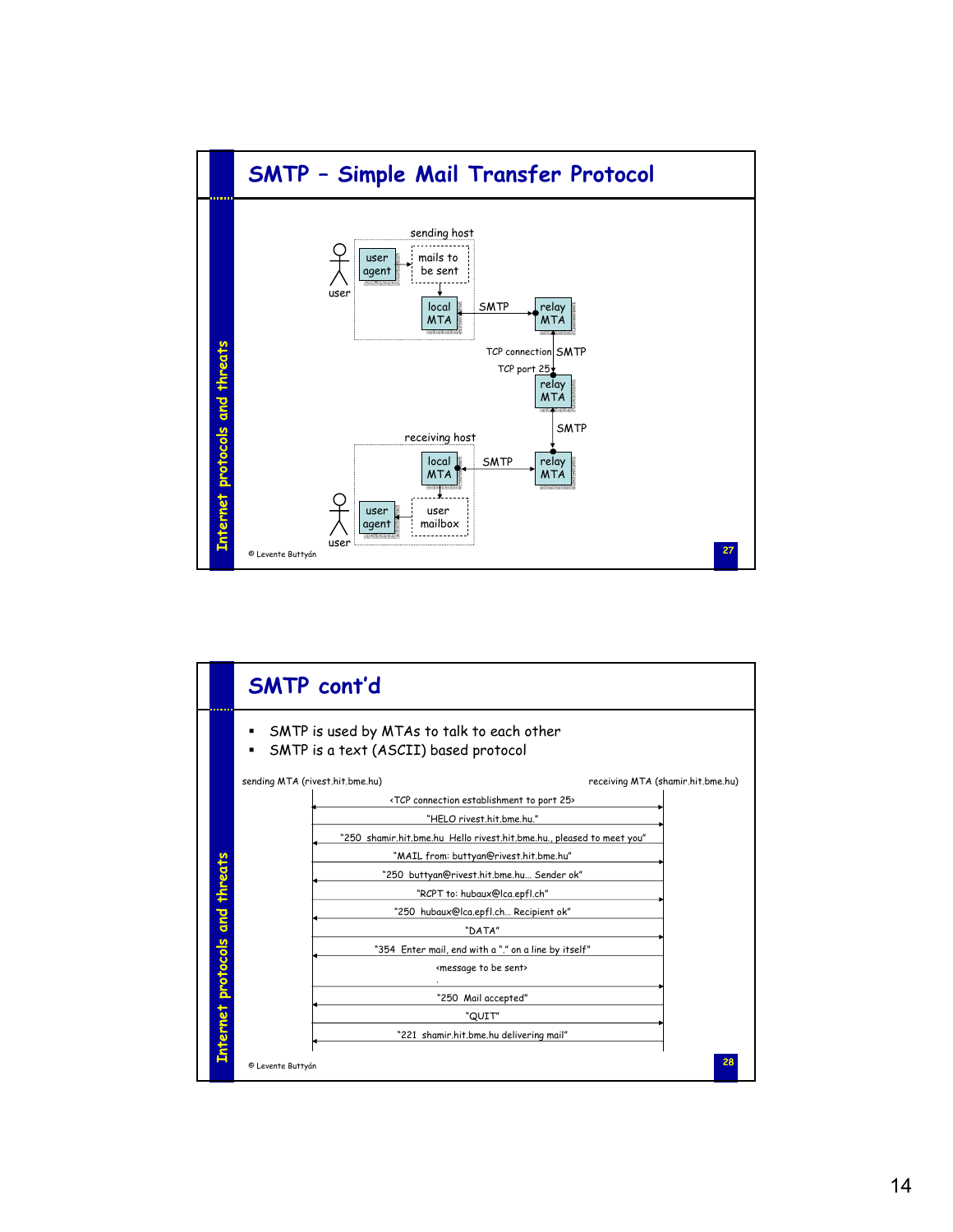# SMTP – Simple Mail Transfer Protocol

sending host

user — user agent → mails to be sent → local MTA —SMTP→ relay MTA

TCP connection, TCP port 25 — SMTP

relay MTA —SMTP→ relay MTA

receiving host

relay MTA —SMTP→ local MTA → user mailbox → user agent — user

© Levente Buttyán

# SMTP cont'd

- SMTP is used by MTAs to talk to each other
- SMTP is a text (ASCII) based protocol

sending MTA (rivest.hit.bme.hu) — receiving MTA (shamir.hit.bme.hu)

- <TCP connection establishment to port 25>
- "HELO rivest.hit.bme.hu."
- "250 shamir.hit.bme.hu Hello rivest.hit.bme.hu., pleased to meet you"
- "MAIL from: buttyan@rivest.hit.bme.hu"
- "250 buttyan@rivest.hit.bme.hu… Sender ok"
- "RCPT to: hubaux@lca.epfl.ch"
- "250 hubaux@lca.epfl.ch… Recipient ok"
- "DATA"
- "354 Enter mail, end with a "." on a line by itself"
- <message to be sent>
- .
- "250 Mail accepted"
- "QUIT"
- "221 shamir.hit.bme.hu delivering mail"

© Levente Buttyán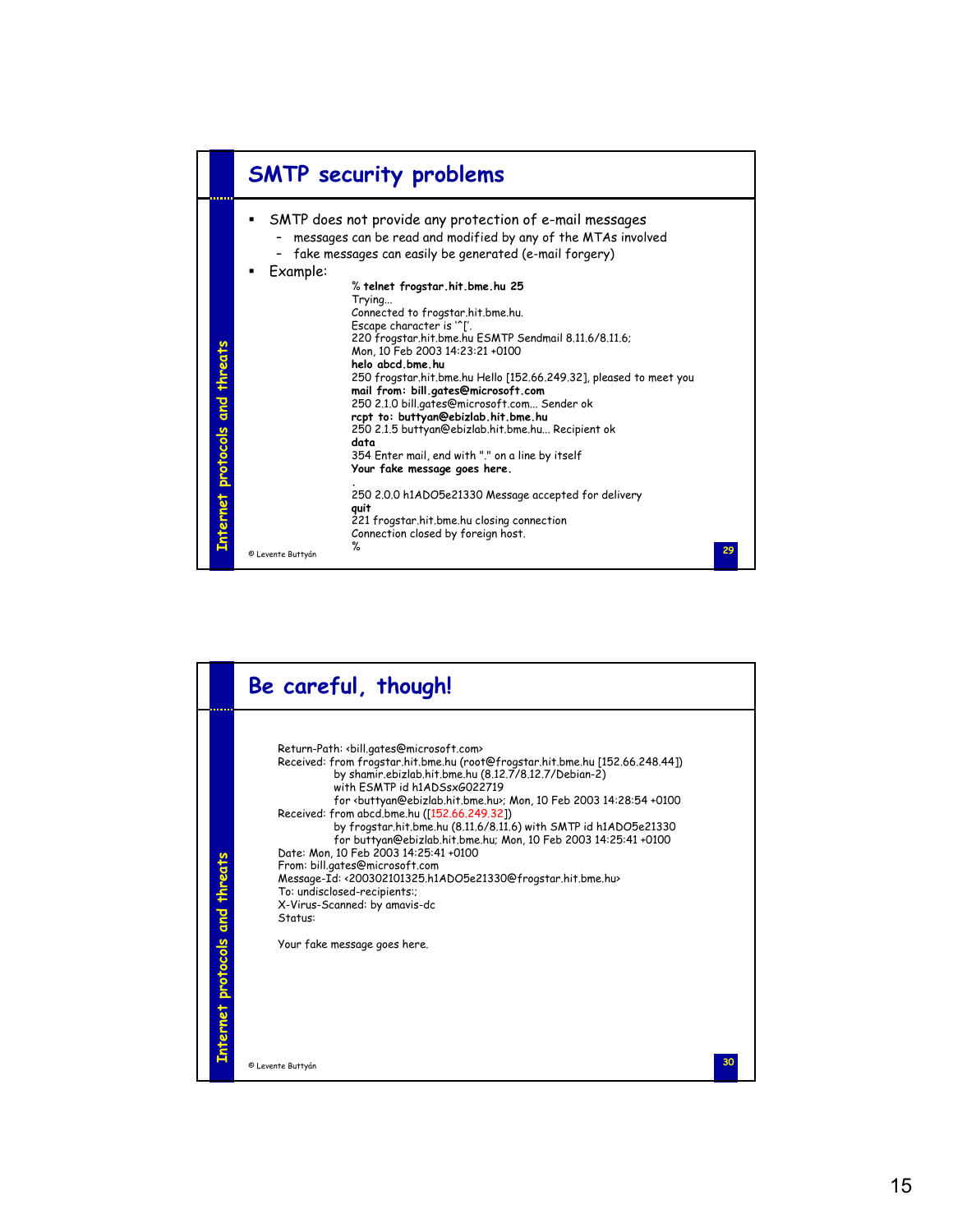## SMTP security problems

- SMTP does not provide any protection of e-mail messages
  - messages can be read and modified by any of the MTAs involved
  - fake messages can easily be generated (e-mail forgery)
- Example:

```
% telnet frogstar.hit.bme.hu 25
Trying...
Connected to frogstar.hit.bme.hu.
Escape character is '^['.
220 frogstar.hit.bme.hu ESMTP Sendmail 8.11.6/8.11.6;
Mon, 10 Feb 2003 14:23:21 +0100
helo abcd.bme.hu
250 frogstar.hit.bme.hu Hello [152.66.249.32], pleased to meet you
mail from: bill.gates@microsoft.com
250 2.1.0 bill.gates@microsoft.com... Sender ok
rcpt to: buttyan@ebizlab.hit.bme.hu
250 2.1.5 buttyan@ebizlab.hit.bme.hu... Recipient ok
data
354 Enter mail, end with "." on a line by itself
Your fake message goes here.
.
250 2.0.0 h1ADO5e21330 Message accepted for delivery
quit
221 frogstar.hit.bme.hu closing connection
Connection closed by foreign host.
%
```

© Levente Buttyán

## Be careful, though!

```
Return-Path: <bill.gates@microsoft.com>
Received: from frogstar.hit.bme.hu (root@frogstar.hit.bme.hu [152.66.248.44])
          by shamir.ebizlab.hit.bme.hu (8.12.7/8.12.7/Debian-2)
          with ESMTP id h1ADSsxG022719
          for <buttyan@ebizlab.hit.bme.hu>; Mon, 10 Feb 2003 14:28:54 +0100
Received: from abcd.bme.hu ([152.66.249.32])
          by frogstar.hit.bme.hu (8.11.6/8.11.6) with SMTP id h1ADO5e21330
          for buttyan@ebizlab.hit.bme.hu; Mon, 10 Feb 2003 14:25:41 +0100
Date: Mon, 10 Feb 2003 14:25:41 +0100
From: bill.gates@microsoft.com
Message-Id: <200302101325.h1ADO5e21330@frogstar.hit.bme.hu>
To: undisclosed-recipients:;
X-Virus-Scanned: by amavis-dc
Status:

Your fake message goes here.
```

© Levente Buttyán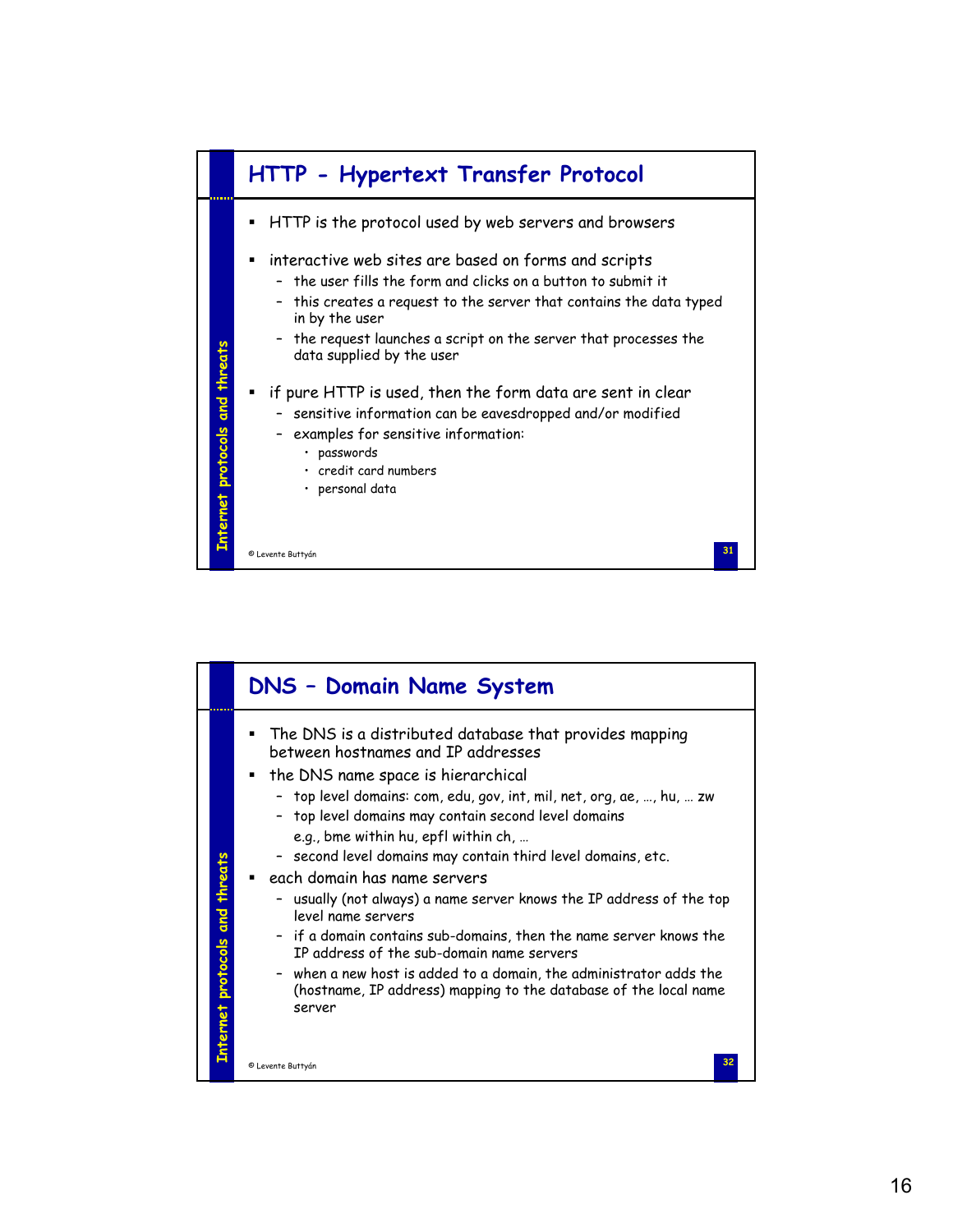## HTTP - Hypertext Transfer Protocol

- HTTP is the protocol used by web servers and browsers
- interactive web sites are based on forms and scripts
  - the user fills the form and clicks on a button to submit it
  - this creates a request to the server that contains the data typed in by the user
  - the request launches a script on the server that processes the data supplied by the user
- if pure HTTP is used, then the form data are sent in clear
  - sensitive information can be eavesdropped and/or modified
  - examples for sensitive information:
    - passwords
    - credit card numbers
    - personal data

## DNS – Domain Name System

- The DNS is a distributed database that provides mapping between hostnames and IP addresses
- the DNS name space is hierarchical
  - top level domains: com, edu, gov, int, mil, net, org, ae, …, hu, … zw
  - top level domains may contain second level domains e.g., bme within hu, epfl within ch, …
  - second level domains may contain third level domains, etc.
- each domain has name servers
  - usually (not always) a name server knows the IP address of the top level name servers
  - if a domain contains sub-domains, then the name server knows the IP address of the sub-domain name servers
  - when a new host is added to a domain, the administrator adds the (hostname, IP address) mapping to the database of the local name server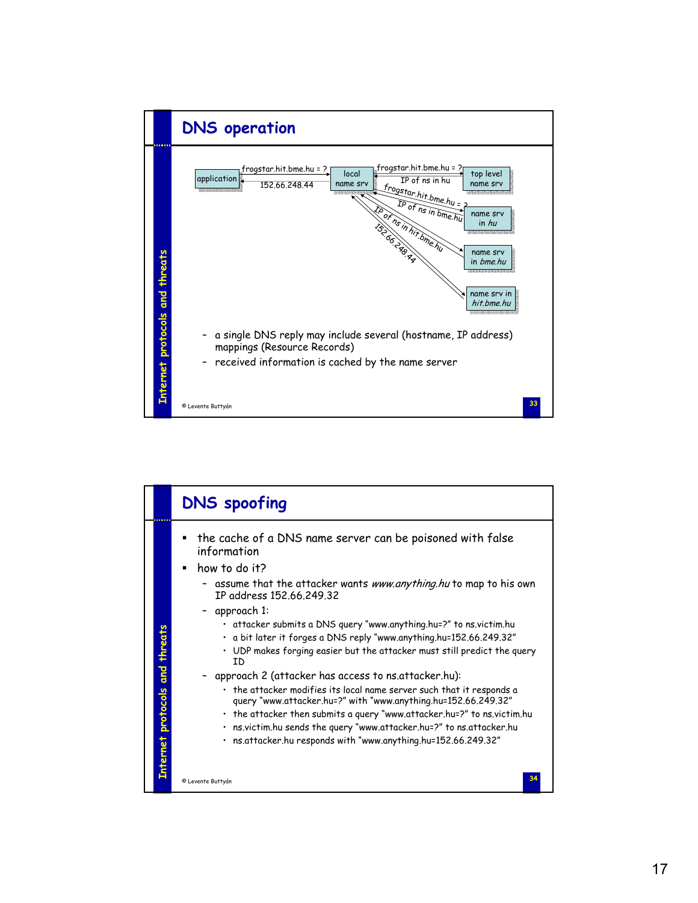## DNS operation

application → local name srv: frogstar.hit.bme.hu = ?
local name srv → application: 152.66.248.44

local name srv → top level name srv: frogstar.hit.bme.hu = ?
top level name srv → local name srv: IP of ns in hu

local name srv → name srv in *hu*: frogstar.hit.bme.hu = ?
name srv in *hu* → local name srv: IP of ns in bme.hu

name srv in *bme.hu* → local name srv: IP of ns in hit.bme.hu

name srv in *hit.bme.hu* → local name srv: 152.66.248.44

- a single DNS reply may include several (hostname, IP address) mappings (Resource Records)
- received information is cached by the name server

© Levente Buttyán

## DNS spoofing

- the cache of a DNS name server can be poisoned with false information
- how to do it?
  - assume that the attacker wants *www.anything.hu* to map to his own IP address 152.66.249.32
  - approach 1:
    - attacker submits a DNS query "www.anything.hu=?" to ns.victim.hu
    - a bit later it forges a DNS reply "www.anything.hu=152.66.249.32"
    - UDP makes forging easier but the attacker must still predict the query ID
  - approach 2 (attacker has access to ns.attacker.hu):
    - the attacker modifies its local name server such that it responds a query "www.attacker.hu=?" with "www.anything.hu=152.66.249.32"
    - the attacker then submits a query "www.attacker.hu=?" to ns.victim.hu
    - ns.victim.hu sends the query "www.attacker.hu=?" to ns.attacker.hu
    - ns.attacker.hu responds with "www.anything.hu=152.66.249.32"

© Levente Buttyán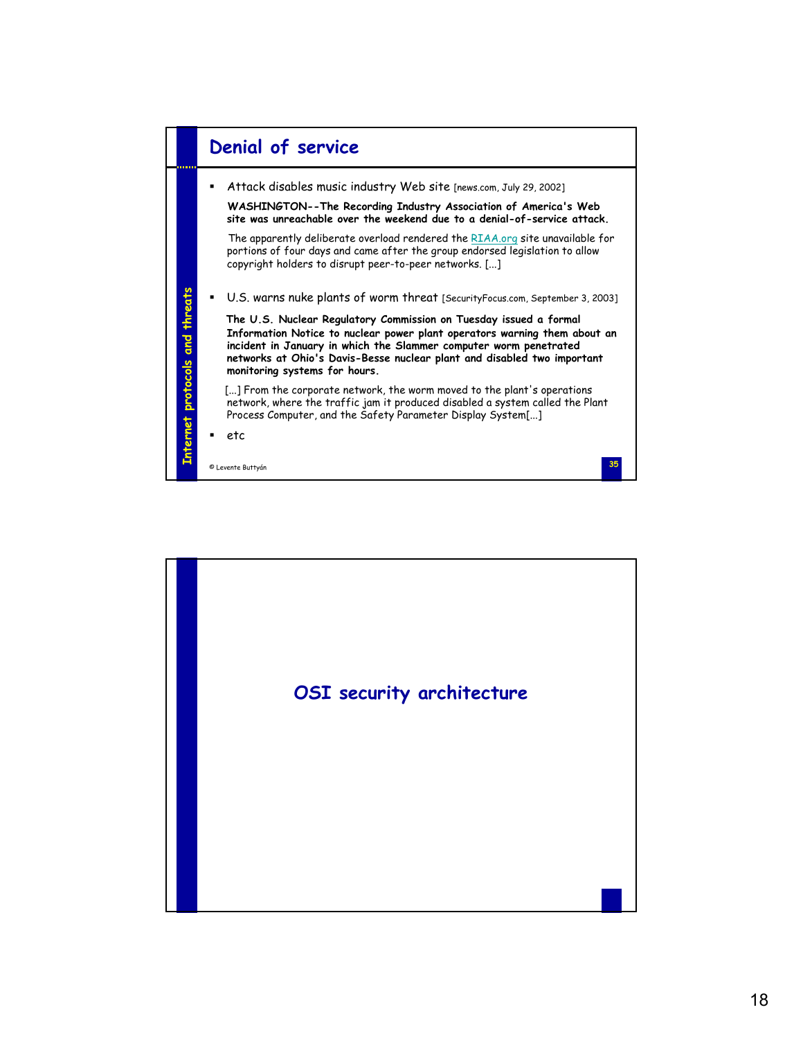## Denial of service

- Attack disables music industry Web site [news.com, July 29, 2002]

  **WASHINGTON--The Recording Industry Association of America's Web site was unreachable over the weekend due to a denial-of-service attack.**

  The apparently deliberate overload rendered the RIAA.org site unavailable for portions of four days and came after the group endorsed legislation to allow copyright holders to disrupt peer-to-peer networks. [...]

- U.S. warns nuke plants of worm threat [SecurityFocus.com, September 3, 2003]

  **The U.S. Nuclear Regulatory Commission on Tuesday issued a formal Information Notice to nuclear power plant operators warning them about an incident in January in which the Slammer computer worm penetrated networks at Ohio's Davis-Besse nuclear plant and disabled two important monitoring systems for hours.**

  [...] From the corporate network, the worm moved to the plant's operations network, where the traffic jam it produced disabled a system called the Plant Process Computer, and the Safety Parameter Display System[...]

- etc

© Levente Buttyán

## OSI security architecture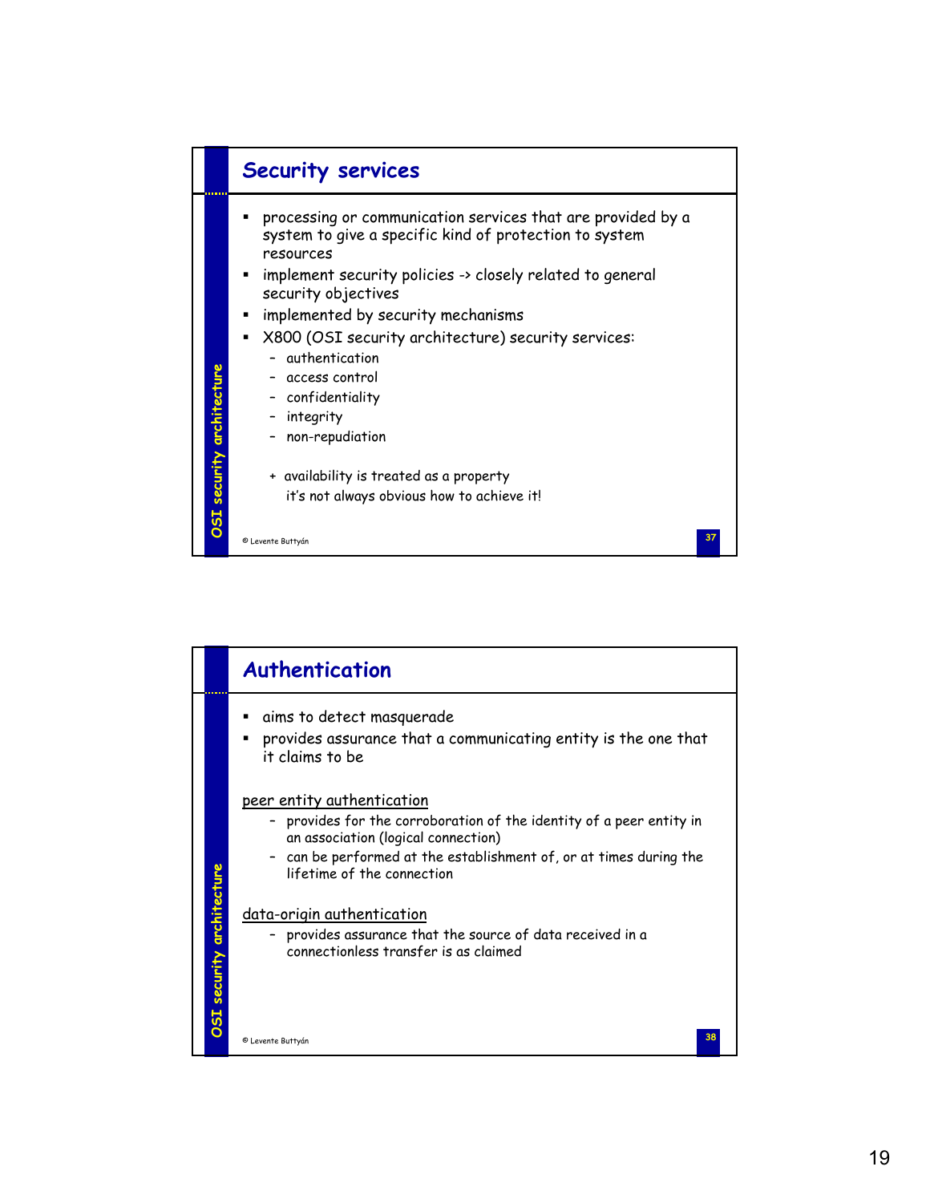## Security services

- processing or communication services that are provided by a system to give a specific kind of protection to system resources
- implement security policies -> closely related to general security objectives
- implemented by security mechanisms
- X800 (OSI security architecture) security services:
  - authentication
  - access control
  - confidentiality
  - integrity
  - non-repudiation

  + availability is treated as a property
    it's not always obvious how to achieve it!

## Authentication

- aims to detect masquerade
- provides assurance that a communicating entity is the one that it claims to be

peer entity authentication

- provides for the corroboration of the identity of a peer entity in an association (logical connection)
- can be performed at the establishment of, or at times during the lifetime of the connection

data-origin authentication

- provides assurance that the source of data received in a connectionless transfer is as claimed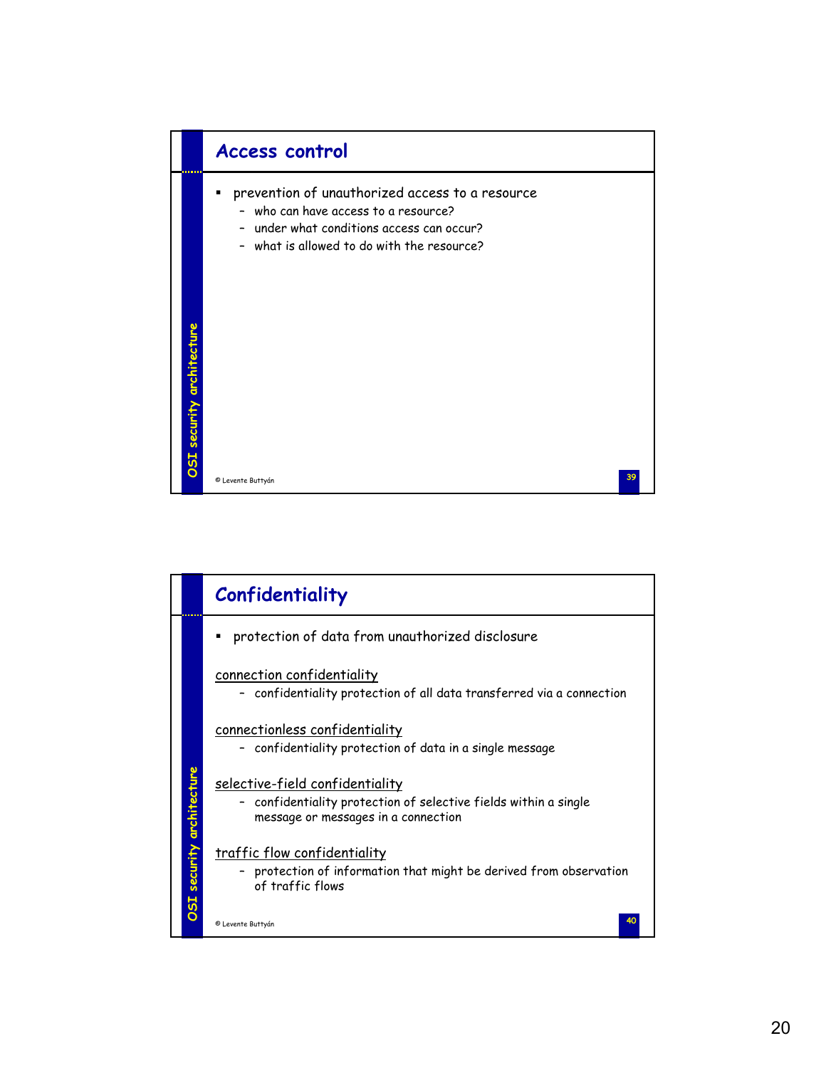## Access control

- prevention of unauthorized access to a resource
  - who can have access to a resource?
  - under what conditions access can occur?
  - what is allowed to do with the resource?

## Confidentiality

- protection of data from unauthorized disclosure

connection confidentiality
  - confidentiality protection of all data transferred via a connection

connectionless confidentiality
  - confidentiality protection of data in a single message

selective-field confidentiality
  - confidentiality protection of selective fields within a single message or messages in a connection

traffic flow confidentiality
  - protection of information that might be derived from observation of traffic flows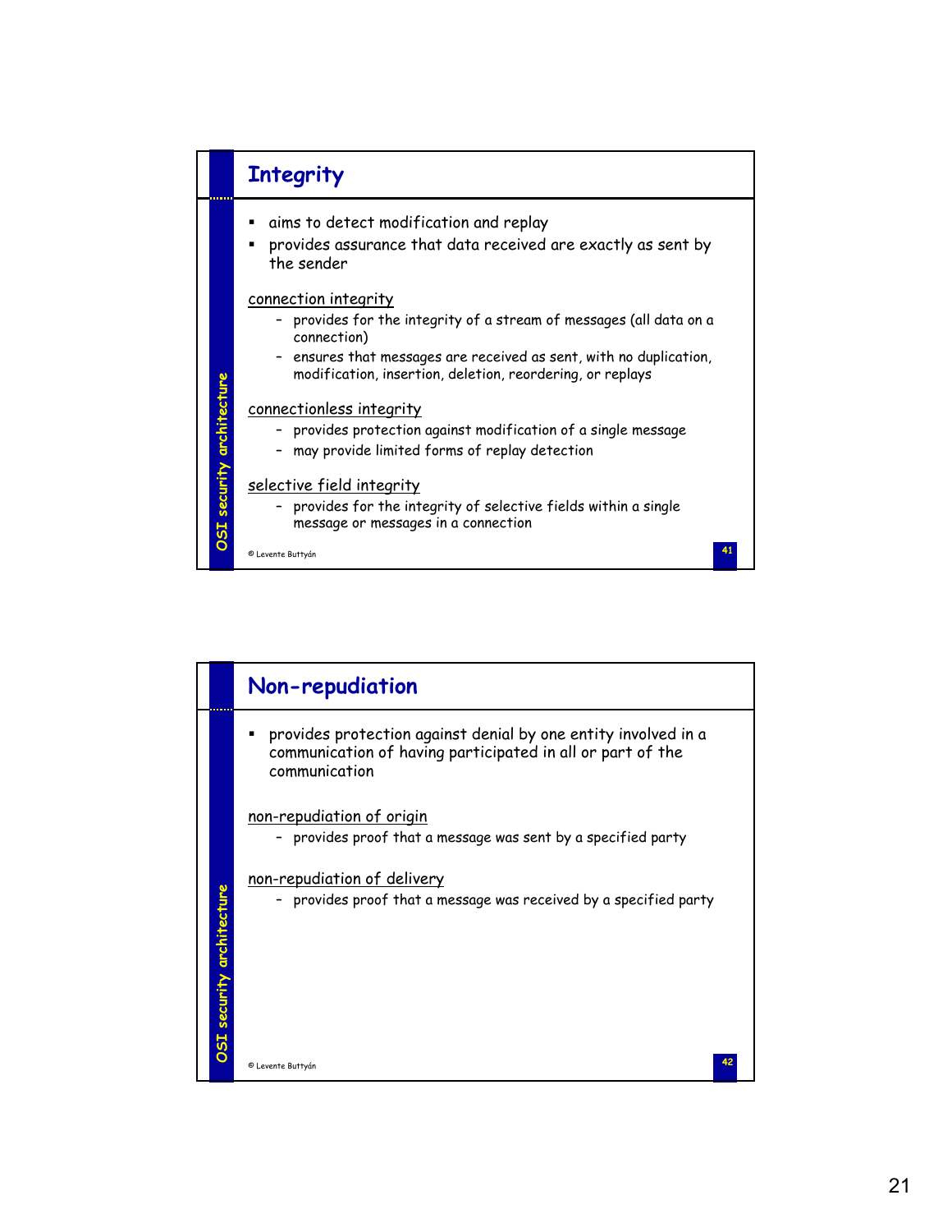## Integrity

- aims to detect modification and replay
- provides assurance that data received are exactly as sent by the sender

connection integrity

- provides for the integrity of a stream of messages (all data on a connection)
- ensures that messages are received as sent, with no duplication, modification, insertion, deletion, reordering, or replays

connectionless integrity

- provides protection against modification of a single message
- may provide limited forms of replay detection

selective field integrity

- provides for the integrity of selective fields within a single message or messages in a connection

## Non-repudiation

- provides protection against denial by one entity involved in a communication of having participated in all or part of the communication

non-repudiation of origin

- provides proof that a message was sent by a specified party

non-repudiation of delivery

- provides proof that a message was received by a specified party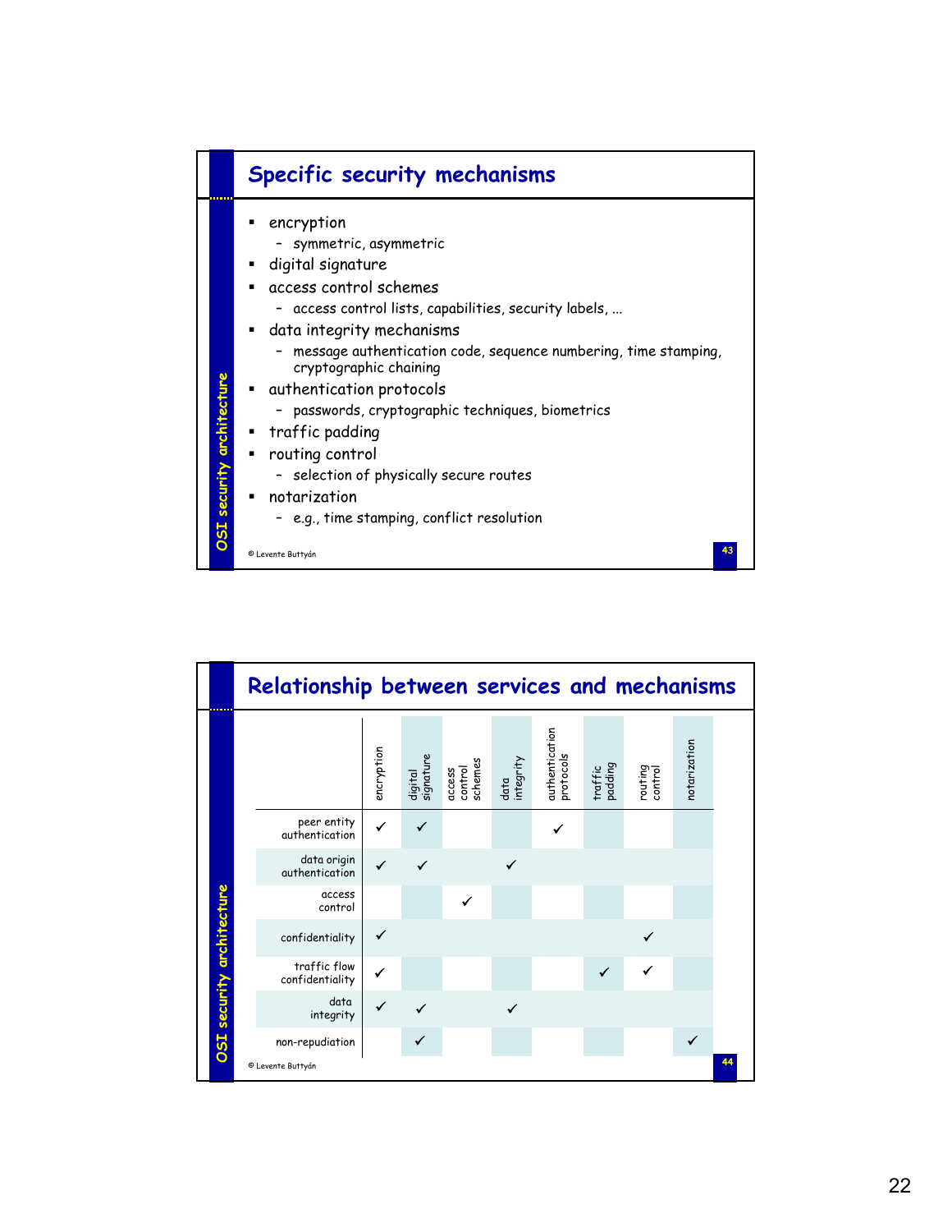## Specific security mechanisms

- encryption
  - symmetric, asymmetric
- digital signature
- access control schemes
  - access control lists, capabilities, security labels, ...
- data integrity mechanisms
  - message authentication code, sequence numbering, time stamping, cryptographic chaining
- authentication protocols
  - passwords, cryptographic techniques, biometrics
- traffic padding
- routing control
  - selection of physically secure routes
- notarization
  - e.g., time stamping, conflict resolution

© Levente Buttyán

## Relationship between services and mechanisms

| | encryption | digital signature | access control schemes | data integrity | authentication protocols | traffic padding | routing control | notarization |
|---|---|---|---|---|---|---|---|---|
| peer entity authentication | ✓ | ✓ | | | ✓ | | | |
| data origin authentication | ✓ | ✓ | | ✓ | | | | |
| access control | | | ✓ | | | | | |
| confidentiality | ✓ | | | | | | ✓ | |
| traffic flow confidentiality | ✓ | | | | | ✓ | ✓ | |
| data integrity | ✓ | ✓ | | ✓ | | | | |
| non-repudiation | | ✓ | | | | | | ✓ |

© Levente Buttyán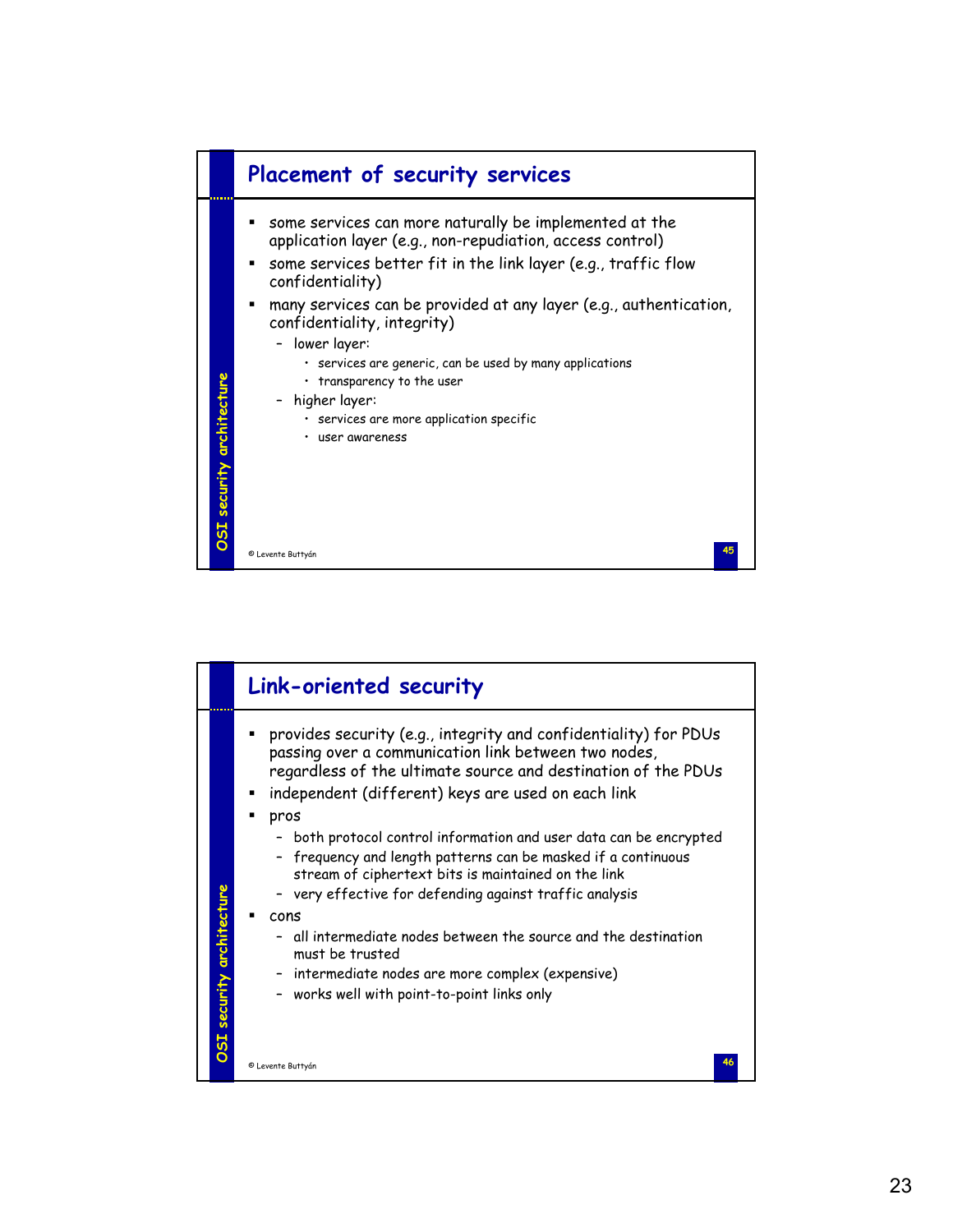## Placement of security services

- some services can more naturally be implemented at the application layer (e.g., non-repudiation, access control)
- some services better fit in the link layer (e.g., traffic flow confidentiality)
- many services can be provided at any layer (e.g., authentication, confidentiality, integrity)
  - lower layer:
    - services are generic, can be used by many applications
    - transparency to the user
  - higher layer:
    - services are more application specific
    - user awareness

## Link-oriented security

- provides security (e.g., integrity and confidentiality) for PDUs passing over a communication link between two nodes, regardless of the ultimate source and destination of the PDUs
- independent (different) keys are used on each link
- pros
  - both protocol control information and user data can be encrypted
  - frequency and length patterns can be masked if a continuous stream of ciphertext bits is maintained on the link
  - very effective for defending against traffic analysis
- cons
  - all intermediate nodes between the source and the destination must be trusted
  - intermediate nodes are more complex (expensive)
  - works well with point-to-point links only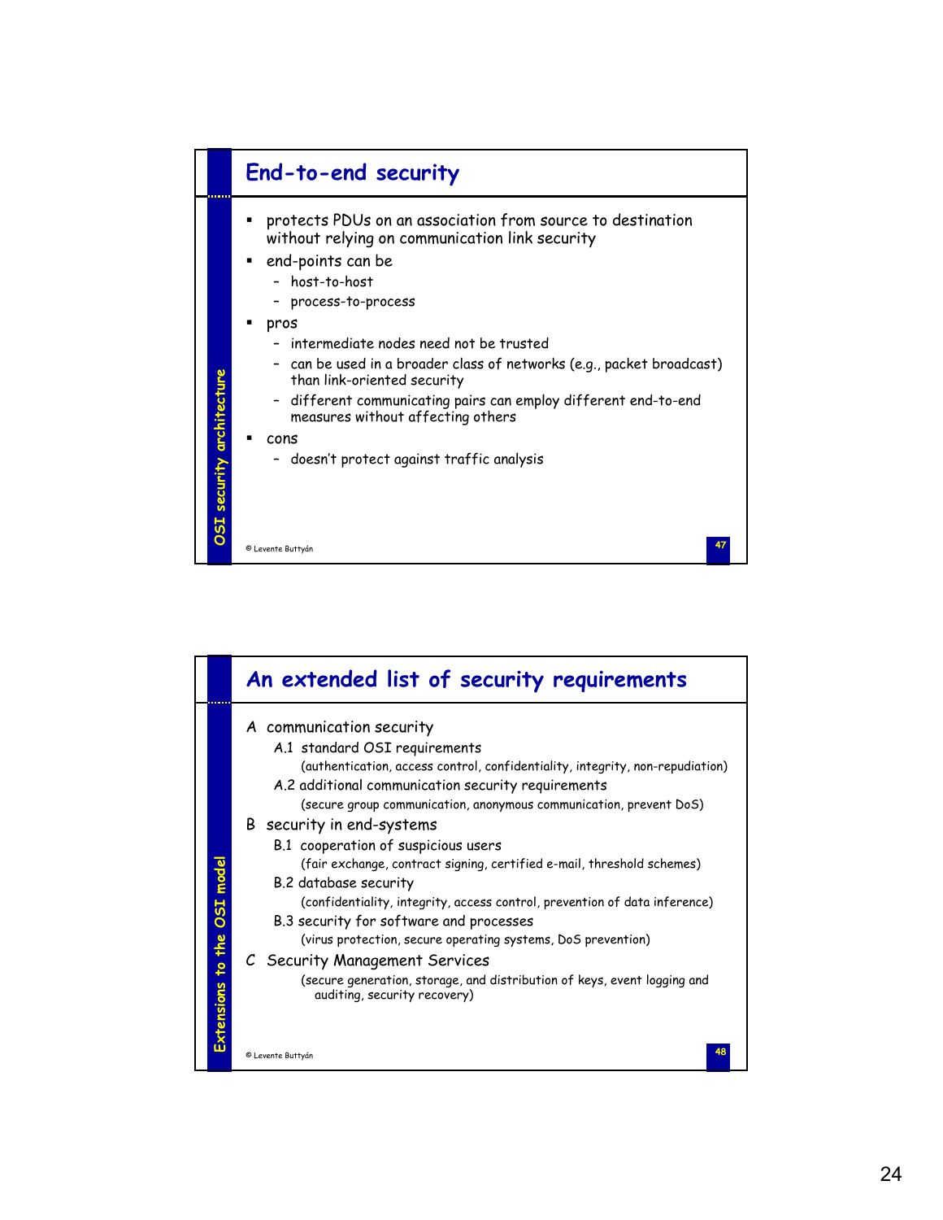## End-to-end security

- protects PDUs on an association from source to destination without relying on communication link security
- end-points can be
  - host-to-host
  - process-to-process
- pros
  - intermediate nodes need not be trusted
  - can be used in a broader class of networks (e.g., packet broadcast) than link-oriented security
  - different communicating pairs can employ different end-to-end measures without affecting others
- cons
  - doesn't protect against traffic analysis

© Levente Buttyán

## An extended list of security requirements

A communication security
- A.1 standard OSI requirements
  (authentication, access control, confidentiality, integrity, non-repudiation)
- A.2 additional communication security requirements
  (secure group communication, anonymous communication, prevent DoS)

B security in end-systems
- B.1 cooperation of suspicious users
  (fair exchange, contract signing, certified e-mail, threshold schemes)
- B.2 database security
  (confidentiality, integrity, access control, prevention of data inference)
- B.3 security for software and processes
  (virus protection, secure operating systems, DoS prevention)

C Security Management Services
  (secure generation, storage, and distribution of keys, event logging and auditing, security recovery)

© Levente Buttyán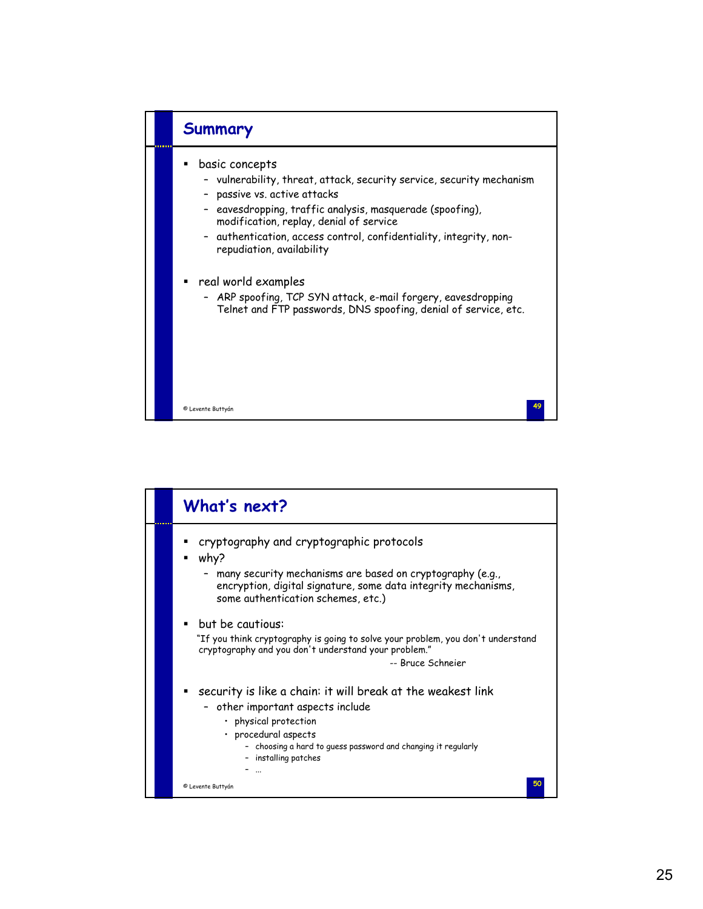## Summary

- basic concepts
  - vulnerability, threat, attack, security service, security mechanism
  - passive vs. active attacks
  - eavesdropping, traffic analysis, masquerade (spoofing), modification, replay, denial of service
  - authentication, access control, confidentiality, integrity, non-repudiation, availability
- real world examples
  - ARP spoofing, TCP SYN attack, e-mail forgery, eavesdropping Telnet and FTP passwords, DNS spoofing, denial of service, etc.

© Levente Buttyán

## What's next?

- cryptography and cryptographic protocols
- why?
  - many security mechanisms are based on cryptography (e.g., encryption, digital signature, some data integrity mechanisms, some authentication schemes, etc.)
- but be cautious:

  "If you think cryptography is going to solve your problem, you don't understand cryptography and you don't understand your problem."

  -- Bruce Schneier

- security is like a chain: it will break at the weakest link
  - other important aspects include
    - physical protection
    - procedural aspects
      - choosing a hard to guess password and changing it regularly
      - installing patches
      - …

© Levente Buttyán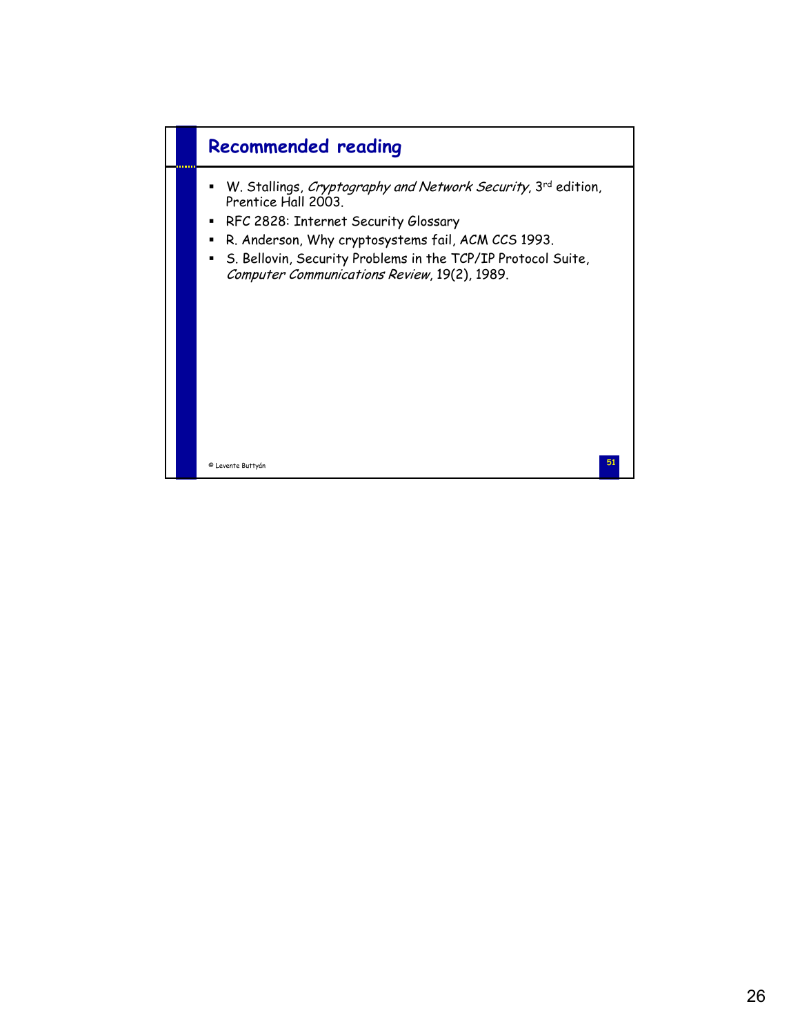## Recommended reading

- W. Stallings, *Cryptography and Network Security*, 3rd edition, Prentice Hall 2003.
- RFC 2828: Internet Security Glossary
- R. Anderson, Why cryptosystems fail, ACM CCS 1993.
- S. Bellovin, Security Problems in the TCP/IP Protocol Suite, *Computer Communications Review*, 19(2), 1989.

© Levente Buttyán